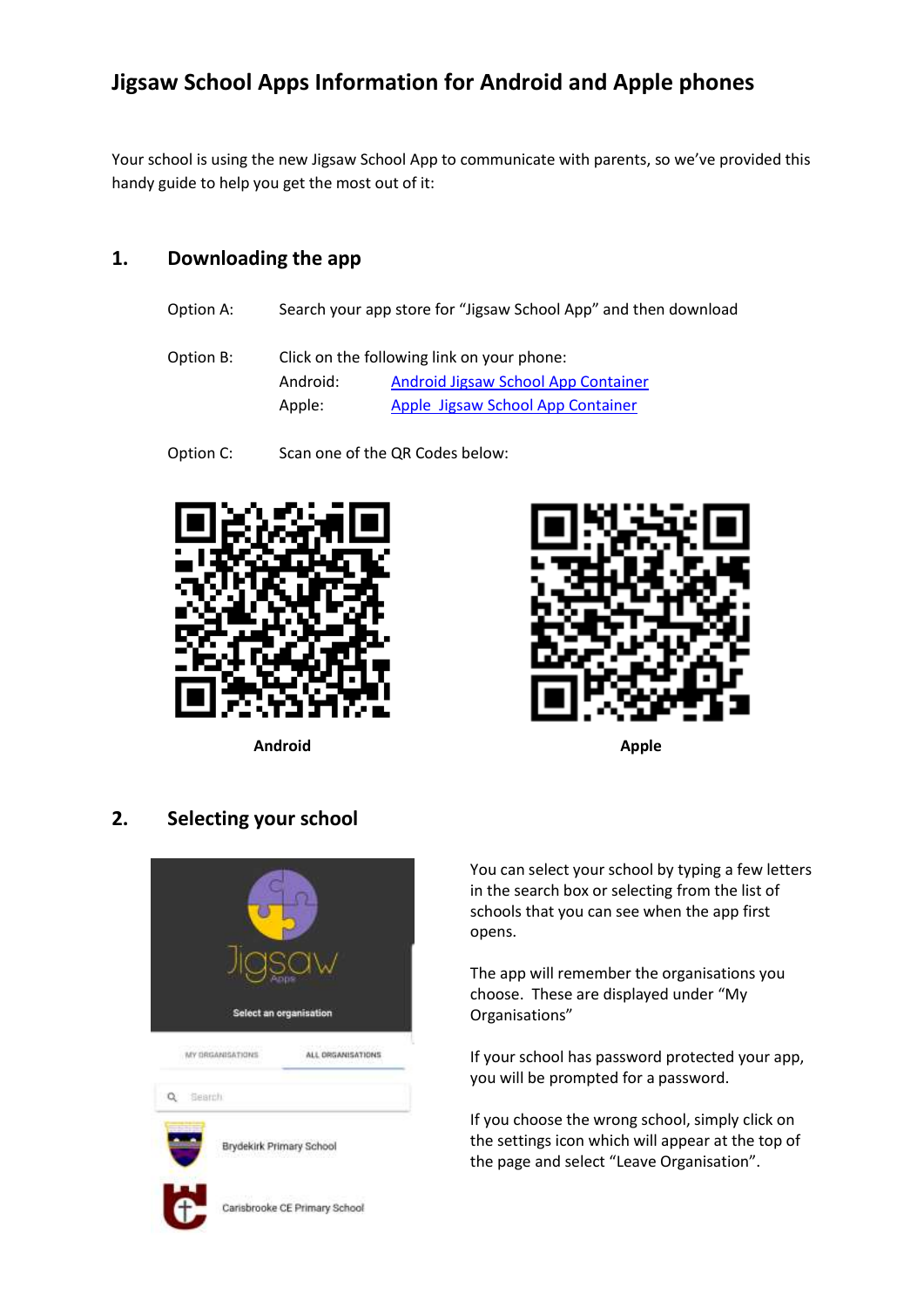# Jigsaw School Apps Information for Android and Apple phones

Your school is using the new Jigsaw School App to communicate with parents, so we've provided this handy guide to help you get the most out of it:

## 1. Downloading the app

Option A: Search your app store for "Jigsaw School App" and then download

Option B: Click on the following link on your phone:

- Android: Android Jigsaw School App Container
- Apple: Apple Jigsaw School App Container

Option C: Scan one of the QR Codes below:

**Android** **Apple**

## 2. Selecting your school

You can select your school by typing a few letters in the search box or selecting from the list of schools that you can see when the app first opens.

The app will remember the organisations you choose. These are displayed under "My Organisations"

If your school has password protected your app, you will be prompted for a password.

If you choose the wrong school, simply click on the settings icon which will appear at the top of the page and select "Leave Organisation".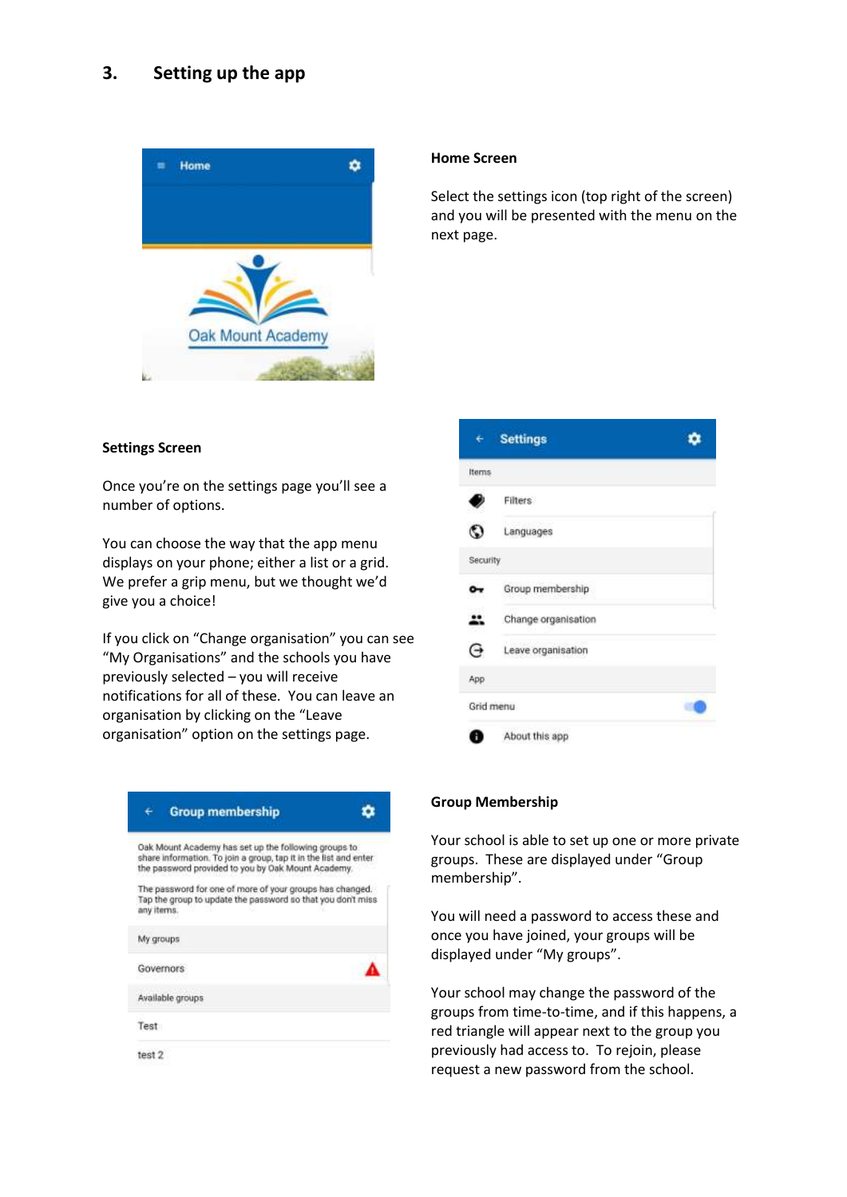## 3. Setting up the app

### Home Screen

Select the settings icon (top right of the screen) and you will be presented with the menu on the next page.

### Settings Screen

Once you're on the settings page you'll see a number of options.

You can choose the way that the app menu displays on your phone; either a list or a grid. We prefer a grip menu, but we thought we'd give you a choice!

If you click on "Change organisation" you can see "My Organisations" and the schools you have previously selected – you will receive notifications for all of these. You can leave an organisation by clicking on the "Leave organisation" option on the settings page.

### Group Membership

Your school is able to set up one or more private groups. These are displayed under "Group membership".

You will need a password to access these and once you have joined, your groups will be displayed under "My groups".

Your school may change the password of the groups from time-to-time, and if this happens, a red triangle will appear next to the group you previously had access to. To rejoin, please request a new password from the school.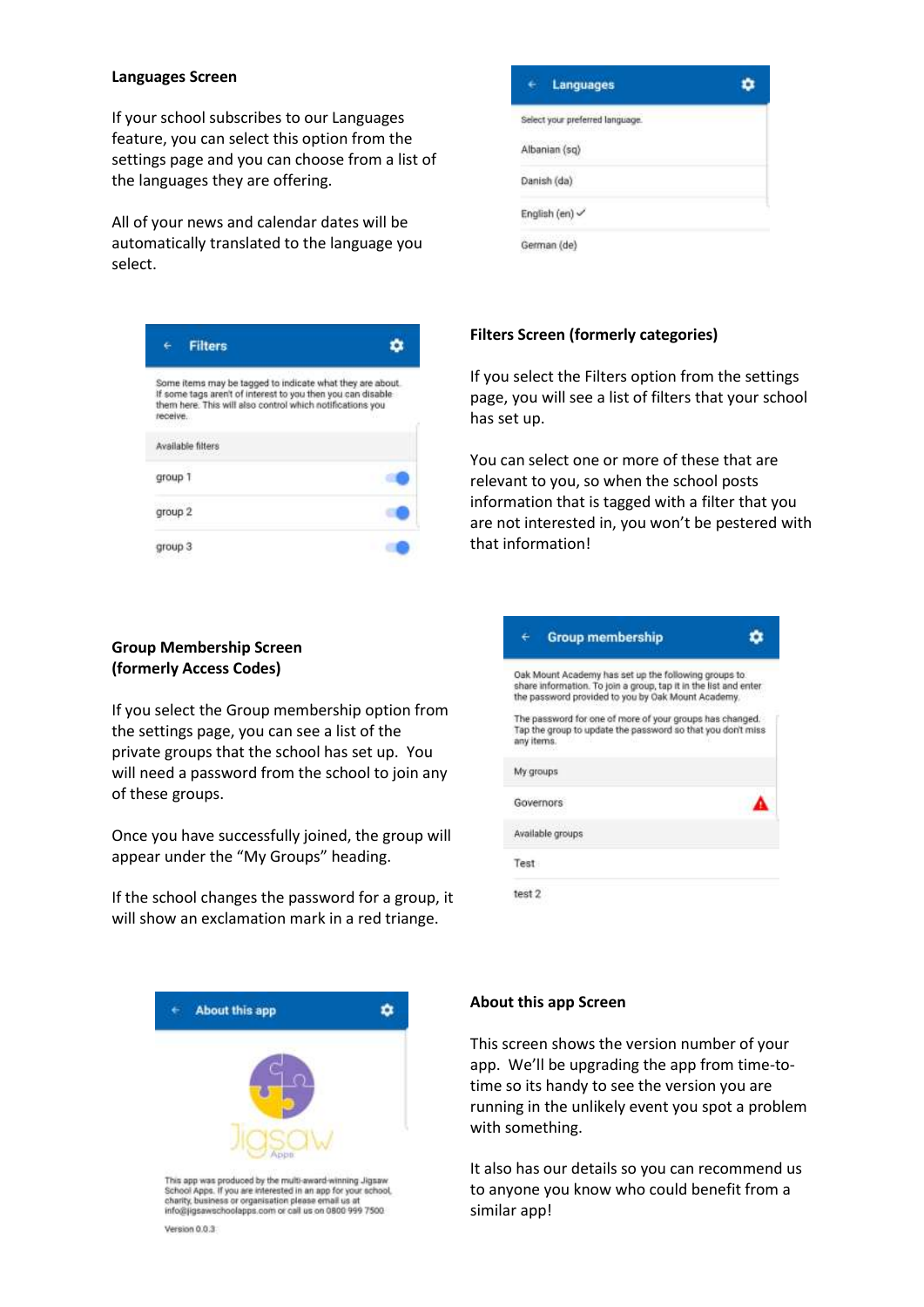**Languages Screen**

If your school subscribes to our Languages feature, you can select this option from the settings page and you can choose from a list of the languages they are offering.

All of your news and calendar dates will be automatically translated to the language you select.

**Filters Screen (formerly categories)**

If you select the Filters option from the settings page, you will see a list of filters that your school has set up.

You can select one or more of these that are relevant to you, so when the school posts information that is tagged with a filter that you are not interested in, you won't be pestered with that information!

**Group Membership Screen (formerly Access Codes)**

If you select the Group membership option from the settings page, you can see a list of the private groups that the school has set up. You will need a password from the school to join any of these groups.

Once you have successfully joined, the group will appear under the "My Groups" heading.

If the school changes the password for a group, it will show an exclamation mark in a red triange.

**About this app Screen**

This screen shows the version number of your app. We'll be upgrading the app from time-to-time so its handy to see the version you are running in the unlikely event you spot a problem with something.

It also has our details so you can recommend us to anyone you know who could benefit from a similar app!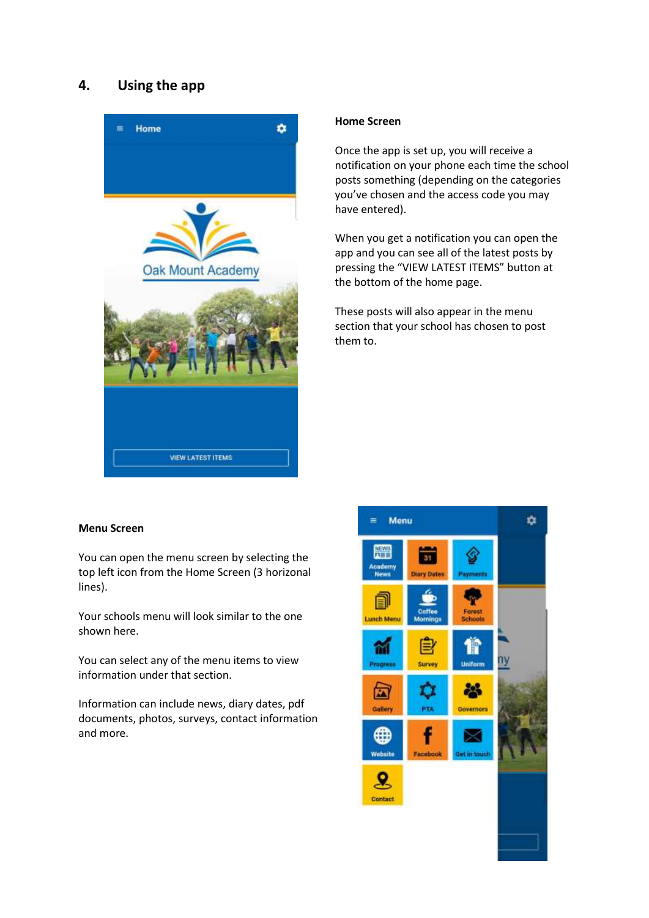## 4. Using the app

### Home Screen

Once the app is set up, you will receive a notification on your phone each time the school posts something (depending on the categories you've chosen and the access code you may have entered).

When you get a notification you can open the app and you can see all of the latest posts by pressing the "VIEW LATEST ITEMS" button at the bottom of the home page.

These posts will also appear in the menu section that your school has chosen to post them to.

### Menu Screen

You can open the menu screen by selecting the top left icon from the Home Screen (3 horizonal lines).

Your schools menu will look similar to the one shown here.

You can select any of the menu items to view information under that section.

Information can include news, diary dates, pdf documents, photos, surveys, contact information and more.